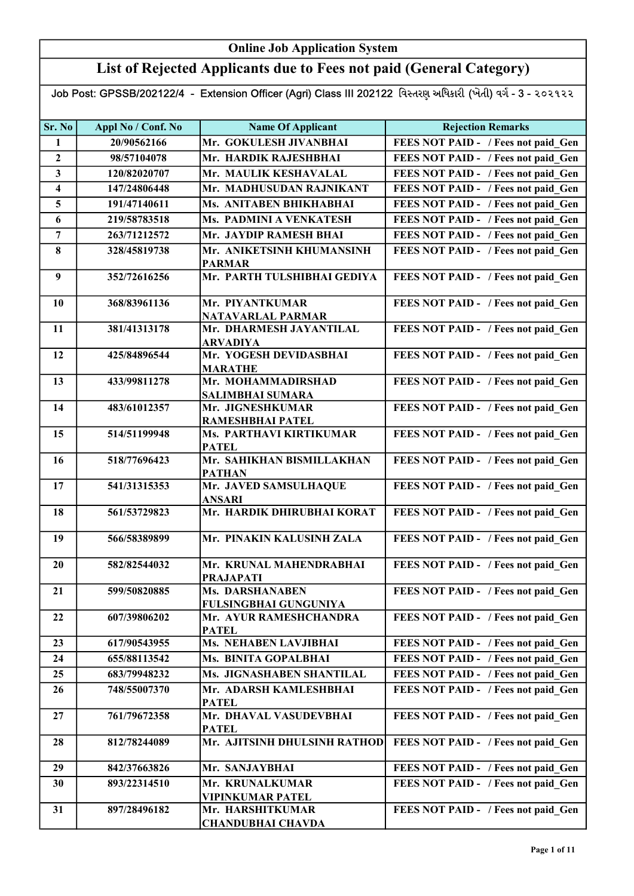# Online Job Application System

## List of Rejected Applicants due to Fees not paid (General Category)

Job Post: GPSSB/202122/4 - Extension Officer (Agri) Class III 202122 વિસ્તરણ અધિકારી (ખેતી) વર્ગ - 3 - ૨૦૨૧૨૨

| Sr. No | Appl No / Conf. No | Name Of Applicant | Rejection Remarks |
|---|---|---|---|
| 1 | 20/90562166 | Mr. GOKULESH JIVANBHAI | FEES NOT PAID - / Fees not paid_Gen |
| 2 | 98/57104078 | Mr. HARDIK RAJESHBHAI | FEES NOT PAID - / Fees not paid_Gen |
| 3 | 120/82020707 | Mr. MAULIK KESHAVALAL | FEES NOT PAID - / Fees not paid_Gen |
| 4 | 147/24806448 | Mr. MADHUSUDAN RAJNIKANT | FEES NOT PAID - / Fees not paid_Gen |
| 5 | 191/47140611 | Ms. ANITABEN BHIKHABHAI | FEES NOT PAID - / Fees not paid_Gen |
| 6 | 219/58783518 | Ms. PADMINI A VENKATESH | FEES NOT PAID - / Fees not paid_Gen |
| 7 | 263/71212572 | Mr. JAYDIP RAMESH BHAI | FEES NOT PAID - / Fees not paid_Gen |
| 8 | 328/45819738 | Mr. ANIKETSINH KHUMANSINH PARMAR | FEES NOT PAID - / Fees not paid_Gen |
| 9 | 352/72616256 | Mr. PARTH TULSHIBHAI GEDIYA | FEES NOT PAID - / Fees not paid_Gen |
| 10 | 368/83961136 | Mr. PIYANTKUMAR NATAVARLAL PARMAR | FEES NOT PAID - / Fees not paid_Gen |
| 11 | 381/41313178 | Mr. DHARMESH JAYANTILAL ARVADIYA | FEES NOT PAID - / Fees not paid_Gen |
| 12 | 425/84896544 | Mr. YOGESH DEVIDASBHAI MARATHE | FEES NOT PAID - / Fees not paid_Gen |
| 13 | 433/99811278 | Mr. MOHAMMADIRSHAD SALIMBHAI SUMARA | FEES NOT PAID - / Fees not paid_Gen |
| 14 | 483/61012357 | Mr. JIGNESHKUMAR RAMESHBHAI PATEL | FEES NOT PAID - / Fees not paid_Gen |
| 15 | 514/51199948 | Ms. PARTHAVI KIRTIKUMAR PATEL | FEES NOT PAID - / Fees not paid_Gen |
| 16 | 518/77696423 | Mr. SAHIKHAN BISMILLAKHAN PATHAN | FEES NOT PAID - / Fees not paid_Gen |
| 17 | 541/31315353 | Mr. JAVED SAMSULHAQUE ANSARI | FEES NOT PAID - / Fees not paid_Gen |
| 18 | 561/53729823 | Mr. HARDIK DHIRUBHAI KORAT | FEES NOT PAID - / Fees not paid_Gen |
| 19 | 566/58389899 | Mr. PINAKIN KALUSINH ZALA | FEES NOT PAID - / Fees not paid_Gen |
| 20 | 582/82544032 | Mr. KRUNAL MAHENDRABHAI PRAJAPATI | FEES NOT PAID - / Fees not paid_Gen |
| 21 | 599/50820885 | Ms. DARSHANABEN FULSINGBHAI GUNGUNIYA | FEES NOT PAID - / Fees not paid_Gen |
| 22 | 607/39806202 | Mr. AYUR RAMESHCHANDRA PATEL | FEES NOT PAID - / Fees not paid_Gen |
| 23 | 617/90543955 | Ms. NEHABEN LAVJIBHAI | FEES NOT PAID - / Fees not paid_Gen |
| 24 | 655/88113542 | Ms. BINITA GOPALBHAI | FEES NOT PAID - / Fees not paid_Gen |
| 25 | 683/79948232 | Ms. JIGNASHABEN SHANTILAL | FEES NOT PAID - / Fees not paid_Gen |
| 26 | 748/55007370 | Mr. ADARSH KAMLESHBHAI PATEL | FEES NOT PAID - / Fees not paid_Gen |
| 27 | 761/79672358 | Mr. DHAVAL VASUDEVBHAI PATEL | FEES NOT PAID - / Fees not paid_Gen |
| 28 | 812/78244089 | Mr. AJITSINH DHULSINH RATHOD | FEES NOT PAID - / Fees not paid_Gen |
| 29 | 842/37663826 | Mr. SANJAYBHAI | FEES NOT PAID - / Fees not paid_Gen |
| 30 | 893/22314510 | Mr. KRUNALKUMAR VIPINKUMAR PATEL | FEES NOT PAID - / Fees not paid_Gen |
| 31 | 897/28496182 | Mr. HARSHITKUMAR CHANDUBHAI CHAVDA | FEES NOT PAID - / Fees not paid_Gen |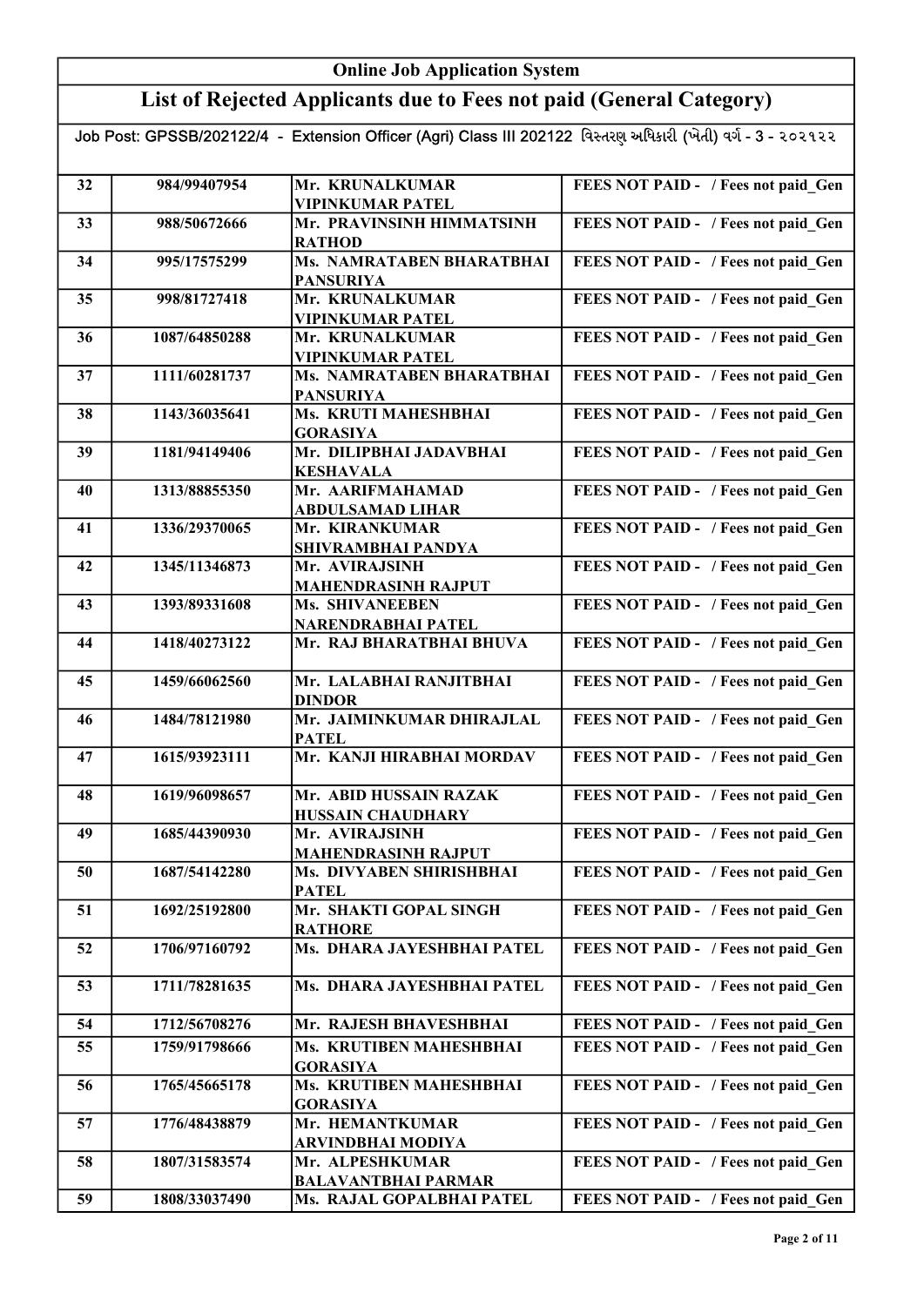| Online Job Application System | | | |
|---|---|---|---|
| **List of Rejected Applicants due to Fees not paid (General Category)** | | | |
| Job Post: GPSSB/202122/4 - Extension Officer (Agri) Class III 202122 વિસ્તરણ અધિકારી (ખેતી) વર્ગ - 3 - ૨૦૨૧૨૨ | | | |
| 32 | 984/99407954 | Mr. KRUNALKUMAR VIPINKUMAR PATEL | FEES NOT PAID - / Fees not paid_Gen |
| 33 | 988/50672666 | Mr. PRAVINSINH HIMMATSINH RATHOD | FEES NOT PAID - / Fees not paid_Gen |
| 34 | 995/17575299 | Ms. NAMRATABEN BHARATBHAI PANSURIYA | FEES NOT PAID - / Fees not paid_Gen |
| 35 | 998/81727418 | Mr. KRUNALKUMAR VIPINKUMAR PATEL | FEES NOT PAID - / Fees not paid_Gen |
| 36 | 1087/64850288 | Mr. KRUNALKUMAR VIPINKUMAR PATEL | FEES NOT PAID - / Fees not paid_Gen |
| 37 | 1111/60281737 | Ms. NAMRATABEN BHARATBHAI PANSURIYA | FEES NOT PAID - / Fees not paid_Gen |
| 38 | 1143/36035641 | Ms. KRUTI MAHESHBHAI GORASIYA | FEES NOT PAID - / Fees not paid_Gen |
| 39 | 1181/94149406 | Mr. DILIPBHAI JADAVBHAI KESHAVALA | FEES NOT PAID - / Fees not paid_Gen |
| 40 | 1313/88855350 | Mr. AARIFMAHAMAD ABDULSAMAD LIHAR | FEES NOT PAID - / Fees not paid_Gen |
| 41 | 1336/29370065 | Mr. KIRANKUMAR SHIVRAMBHAI PANDYA | FEES NOT PAID - / Fees not paid_Gen |
| 42 | 1345/11346873 | Mr. AVIRAJSINH MAHENDRASINH RAJPUT | FEES NOT PAID - / Fees not paid_Gen |
| 43 | 1393/89331608 | Ms. SHIVANEEBEN NARENDRABHAI PATEL | FEES NOT PAID - / Fees not paid_Gen |
| 44 | 1418/40273122 | Mr. RAJ BHARATBHAI BHUVA | FEES NOT PAID - / Fees not paid_Gen |
| 45 | 1459/66062560 | Mr. LALABHAI RANJITBHAI DINDOR | FEES NOT PAID - / Fees not paid_Gen |
| 46 | 1484/78121980 | Mr. JAIMINKUMAR DHIRAJLAL PATEL | FEES NOT PAID - / Fees not paid_Gen |
| 47 | 1615/93923111 | Mr. KANJI HIRABHAI MORDAV | FEES NOT PAID - / Fees not paid_Gen |
| 48 | 1619/96098657 | Mr. ABID HUSSAIN RAZAK HUSSAIN CHAUDHARY | FEES NOT PAID - / Fees not paid_Gen |
| 49 | 1685/44390930 | Mr. AVIRAJSINH MAHENDRASINH RAJPUT | FEES NOT PAID - / Fees not paid_Gen |
| 50 | 1687/54142280 | Ms. DIVYABEN SHIRISHBHAI PATEL | FEES NOT PAID - / Fees not paid_Gen |
| 51 | 1692/25192800 | Mr. SHAKTI GOPAL SINGH RATHORE | FEES NOT PAID - / Fees not paid_Gen |
| 52 | 1706/97160792 | Ms. DHARA JAYESHBHAI PATEL | FEES NOT PAID - / Fees not paid_Gen |
| 53 | 1711/78281635 | Ms. DHARA JAYESHBHAI PATEL | FEES NOT PAID - / Fees not paid_Gen |
| 54 | 1712/56708276 | Mr. RAJESH BHAVESHBHAI | FEES NOT PAID - / Fees not paid_Gen |
| 55 | 1759/91798666 | Ms. KRUTIBEN MAHESHBHAI GORASIYA | FEES NOT PAID - / Fees not paid_Gen |
| 56 | 1765/45665178 | Ms. KRUTIBEN MAHESHBHAI GORASIYA | FEES NOT PAID - / Fees not paid_Gen |
| 57 | 1776/48438879 | Mr. HEMANTKUMAR ARVINDBHAI MODIYA | FEES NOT PAID - / Fees not paid_Gen |
| 58 | 1807/31583574 | Mr. ALPESHKUMAR BALAVANTBHAI PARMAR | FEES NOT PAID - / Fees not paid_Gen |
| 59 | 1808/33037490 | Ms. RAJAL GOPALBHAI PATEL | FEES NOT PAID - / Fees not paid_Gen |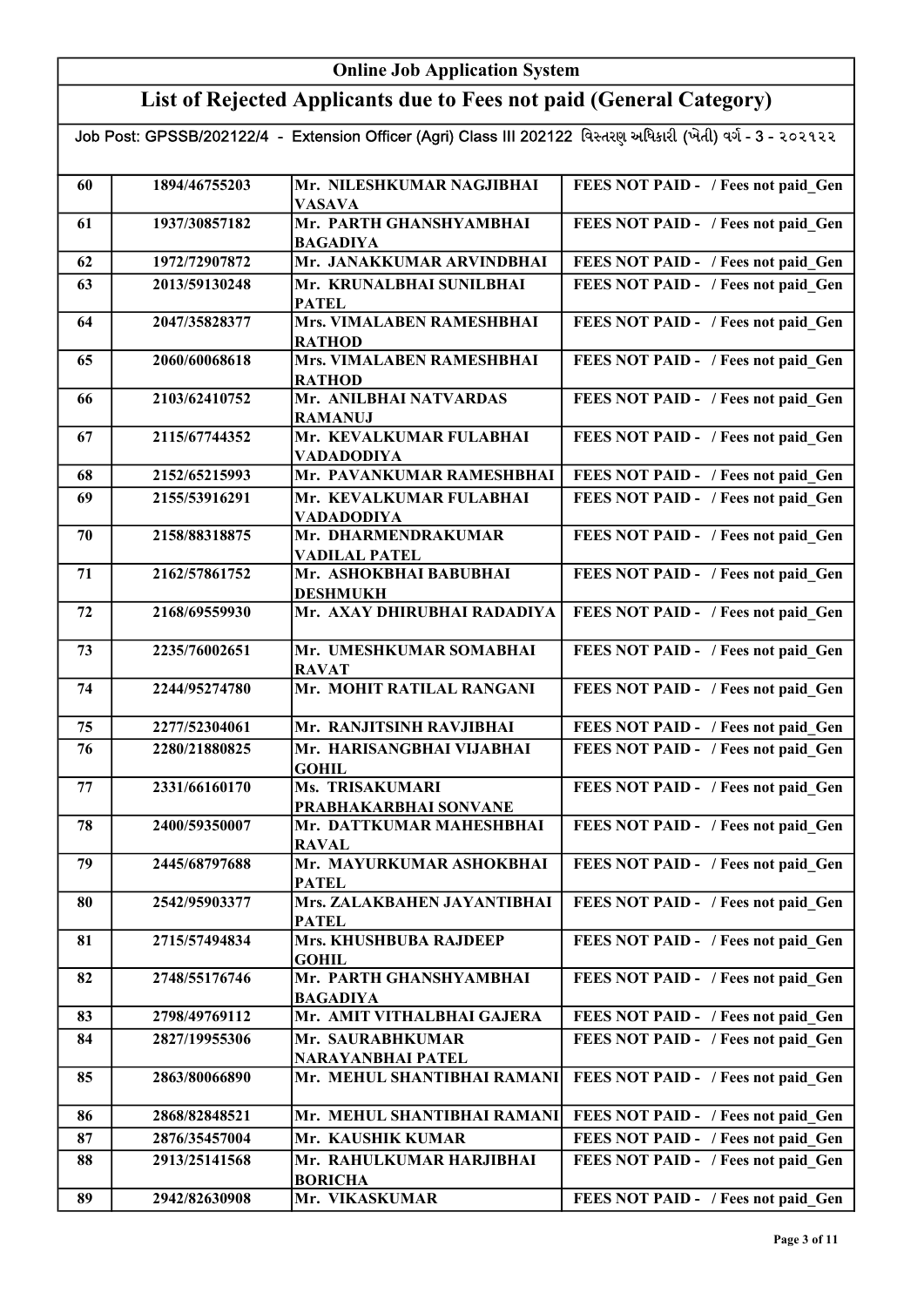## Online Job Application System

## List of Rejected Applicants due to Fees not paid (General Category)

Job Post: GPSSB/202122/4 - Extension Officer (Agri) Class III 202122 વિસ્તરણ અધિકારી (ખેતી) વર્ગ - 3 - ૨૦૨૧૨૨

| | | | |
|---|---|---|---|
| 60 | 1894/46755203 | Mr. NILESHKUMAR NAGJIBHAI VASAVA | FEES NOT PAID - / Fees not paid_Gen |
| 61 | 1937/30857182 | Mr. PARTH GHANSHYAMBHAI BAGADIYA | FEES NOT PAID - / Fees not paid_Gen |
| 62 | 1972/72907872 | Mr. JANAKKUMAR ARVINDBHAI | FEES NOT PAID - / Fees not paid_Gen |
| 63 | 2013/59130248 | Mr. KRUNALBHAI SUNILBHAI PATEL | FEES NOT PAID - / Fees not paid_Gen |
| 64 | 2047/35828377 | Mrs. VIMALABEN RAMESHBHAI RATHOD | FEES NOT PAID - / Fees not paid_Gen |
| 65 | 2060/60068618 | Mrs. VIMALABEN RAMESHBHAI RATHOD | FEES NOT PAID - / Fees not paid_Gen |
| 66 | 2103/62410752 | Mr. ANILBHAI NATVARDAS RAMANUJ | FEES NOT PAID - / Fees not paid_Gen |
| 67 | 2115/67744352 | Mr. KEVALKUMAR FULABHAI VADADODIYA | FEES NOT PAID - / Fees not paid_Gen |
| 68 | 2152/65215993 | Mr. PAVANKUMAR RAMESHBHAI | FEES NOT PAID - / Fees not paid_Gen |
| 69 | 2155/53916291 | Mr. KEVALKUMAR FULABHAI VADADODIYA | FEES NOT PAID - / Fees not paid_Gen |
| 70 | 2158/88318875 | Mr. DHARMENDRAKUMAR VADILAL PATEL | FEES NOT PAID - / Fees not paid_Gen |
| 71 | 2162/57861752 | Mr. ASHOKBHAI BABUBHAI DESHMUKH | FEES NOT PAID - / Fees not paid_Gen |
| 72 | 2168/69559930 | Mr. AXAY DHIRUBHAI RADADIYA | FEES NOT PAID - / Fees not paid_Gen |
| 73 | 2235/76002651 | Mr. UMESHKUMAR SOMABHAI RAVAT | FEES NOT PAID - / Fees not paid_Gen |
| 74 | 2244/95274780 | Mr. MOHIT RATILAL RANGANI | FEES NOT PAID - / Fees not paid_Gen |
| 75 | 2277/52304061 | Mr. RANJITSINH RAVJIBHAI | FEES NOT PAID - / Fees not paid_Gen |
| 76 | 2280/21880825 | Mr. HARISANGBHAI VIJABHAI GOHIL | FEES NOT PAID - / Fees not paid_Gen |
| 77 | 2331/66160170 | Ms. TRISAKUMARI PRABHAKARBHAI SONVANE | FEES NOT PAID - / Fees not paid_Gen |
| 78 | 2400/59350007 | Mr. DATTKUMAR MAHESHBHAI RAVAL | FEES NOT PAID - / Fees not paid_Gen |
| 79 | 2445/68797688 | Mr. MAYURKUMAR ASHOKBHAI PATEL | FEES NOT PAID - / Fees not paid_Gen |
| 80 | 2542/95903377 | Mrs. ZALAKBAHEN JAYANTIBHAI PATEL | FEES NOT PAID - / Fees not paid_Gen |
| 81 | 2715/57494834 | Mrs. KHUSHBUBA RAJDEEP GOHIL | FEES NOT PAID - / Fees not paid_Gen |
| 82 | 2748/55176746 | Mr. PARTH GHANSHYAMBHAI BAGADIYA | FEES NOT PAID - / Fees not paid_Gen |
| 83 | 2798/49769112 | Mr. AMIT VITHALBHAI GAJERA | FEES NOT PAID - / Fees not paid_Gen |
| 84 | 2827/19955306 | Mr. SAURABHKUMAR NARAYANBHAI PATEL | FEES NOT PAID - / Fees not paid_Gen |
| 85 | 2863/80066890 | Mr. MEHUL SHANTIBHAI RAMANI | FEES NOT PAID - / Fees not paid_Gen |
| 86 | 2868/82848521 | Mr. MEHUL SHANTIBHAI RAMANI | FEES NOT PAID - / Fees not paid_Gen |
| 87 | 2876/35457004 | Mr. KAUSHIK KUMAR | FEES NOT PAID - / Fees not paid_Gen |
| 88 | 2913/25141568 | Mr. RAHULKUMAR HARJIBHAI BORICHA | FEES NOT PAID - / Fees not paid_Gen |
| 89 | 2942/82630908 | Mr. VIKASKUMAR | FEES NOT PAID - / Fees not paid_Gen |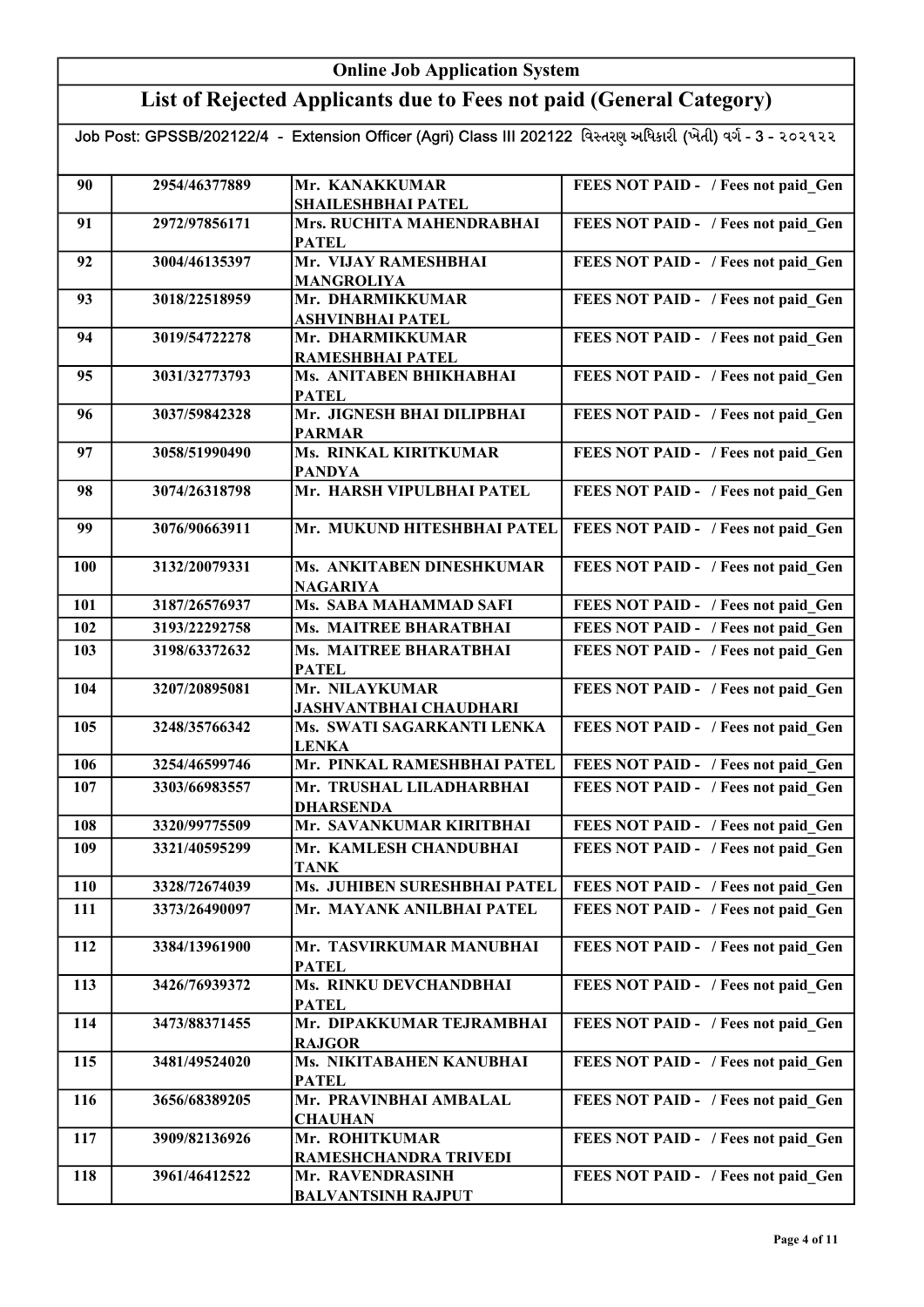# Online Job Application System

## List of Rejected Applicants due to Fees not paid (General Category)

Job Post: GPSSB/202122/4 - Extension Officer (Agri) Class III 202122 વિસ્તરણ અધિકારી (ખેતી) વર્ગ - 3 - ૨૦૨૧૨૨

| | | | |
|---|---|---|---|
| 90 | 2954/46377889 | Mr. KANAKKUMAR SHAILESHBHAI PATEL | FEES NOT PAID - / Fees not paid_Gen |
| 91 | 2972/97856171 | Mrs. RUCHITA MAHENDRABHAI PATEL | FEES NOT PAID - / Fees not paid_Gen |
| 92 | 3004/46135397 | Mr. VIJAY RAMESHBHAI MANGROLIYA | FEES NOT PAID - / Fees not paid_Gen |
| 93 | 3018/22518959 | Mr. DHARMIKKUMAR ASHVINBHAI PATEL | FEES NOT PAID - / Fees not paid_Gen |
| 94 | 3019/54722278 | Mr. DHARMIKKUMAR RAMESHBHAI PATEL | FEES NOT PAID - / Fees not paid_Gen |
| 95 | 3031/32773793 | Ms. ANITABEN BHIKHABHAI PATEL | FEES NOT PAID - / Fees not paid_Gen |
| 96 | 3037/59842328 | Mr. JIGNESH BHAI DILIPBHAI PARMAR | FEES NOT PAID - / Fees not paid_Gen |
| 97 | 3058/51990490 | Ms. RINKAL KIRITKUMAR PANDYA | FEES NOT PAID - / Fees not paid_Gen |
| 98 | 3074/26318798 | Mr. HARSH VIPULBHAI PATEL | FEES NOT PAID - / Fees not paid_Gen |
| 99 | 3076/90663911 | Mr. MUKUND HITESHBHAI PATEL | FEES NOT PAID - / Fees not paid_Gen |
| 100 | 3132/20079331 | Ms. ANKITABEN DINESHKUMAR NAGARIYA | FEES NOT PAID - / Fees not paid_Gen |
| 101 | 3187/26576937 | Ms. SABA MAHAMMAD SAFI | FEES NOT PAID - / Fees not paid_Gen |
| 102 | 3193/22292758 | Ms. MAITREE BHARATBHAI | FEES NOT PAID - / Fees not paid_Gen |
| 103 | 3198/63372632 | Ms. MAITREE BHARATBHAI PATEL | FEES NOT PAID - / Fees not paid_Gen |
| 104 | 3207/20895081 | Mr. NILAYKUMAR JASHVANTBHAI CHAUDHARI | FEES NOT PAID - / Fees not paid_Gen |
| 105 | 3248/35766342 | Ms. SWATI SAGARKANTI LENKA LENKA | FEES NOT PAID - / Fees not paid_Gen |
| 106 | 3254/46599746 | Mr. PINKAL RAMESHBHAI PATEL | FEES NOT PAID - / Fees not paid_Gen |
| 107 | 3303/66983557 | Mr. TRUSHAL LILADHARBHAI DHARSENDA | FEES NOT PAID - / Fees not paid_Gen |
| 108 | 3320/99775509 | Mr. SAVANKUMAR KIRITBHAI | FEES NOT PAID - / Fees not paid_Gen |
| 109 | 3321/40595299 | Mr. KAMLESH CHANDUBHAI TANK | FEES NOT PAID - / Fees not paid_Gen |
| 110 | 3328/72674039 | Ms. JUHIBEN SURESHBHAI PATEL | FEES NOT PAID - / Fees not paid_Gen |
| 111 | 3373/26490097 | Mr. MAYANK ANILBHAI PATEL | FEES NOT PAID - / Fees not paid_Gen |
| 112 | 3384/13961900 | Mr. TASVIRKUMAR MANUBHAI PATEL | FEES NOT PAID - / Fees not paid_Gen |
| 113 | 3426/76939372 | Ms. RINKU DEVCHANDBHAI PATEL | FEES NOT PAID - / Fees not paid_Gen |
| 114 | 3473/88371455 | Mr. DIPAKKUMAR TEJRAMBHAI RAJGOR | FEES NOT PAID - / Fees not paid_Gen |
| 115 | 3481/49524020 | Ms. NIKITABAHEN KANUBHAI PATEL | FEES NOT PAID - / Fees not paid_Gen |
| 116 | 3656/68389205 | Mr. PRAVINBHAI AMBALAL CHAUHAN | FEES NOT PAID - / Fees not paid_Gen |
| 117 | 3909/82136926 | Mr. ROHITKUMAR RAMESHCHANDRA TRIVEDI | FEES NOT PAID - / Fees not paid_Gen |
| 118 | 3961/46412522 | Mr. RAVENDRASINH BALVANTSINH RAJPUT | FEES NOT PAID - / Fees not paid_Gen |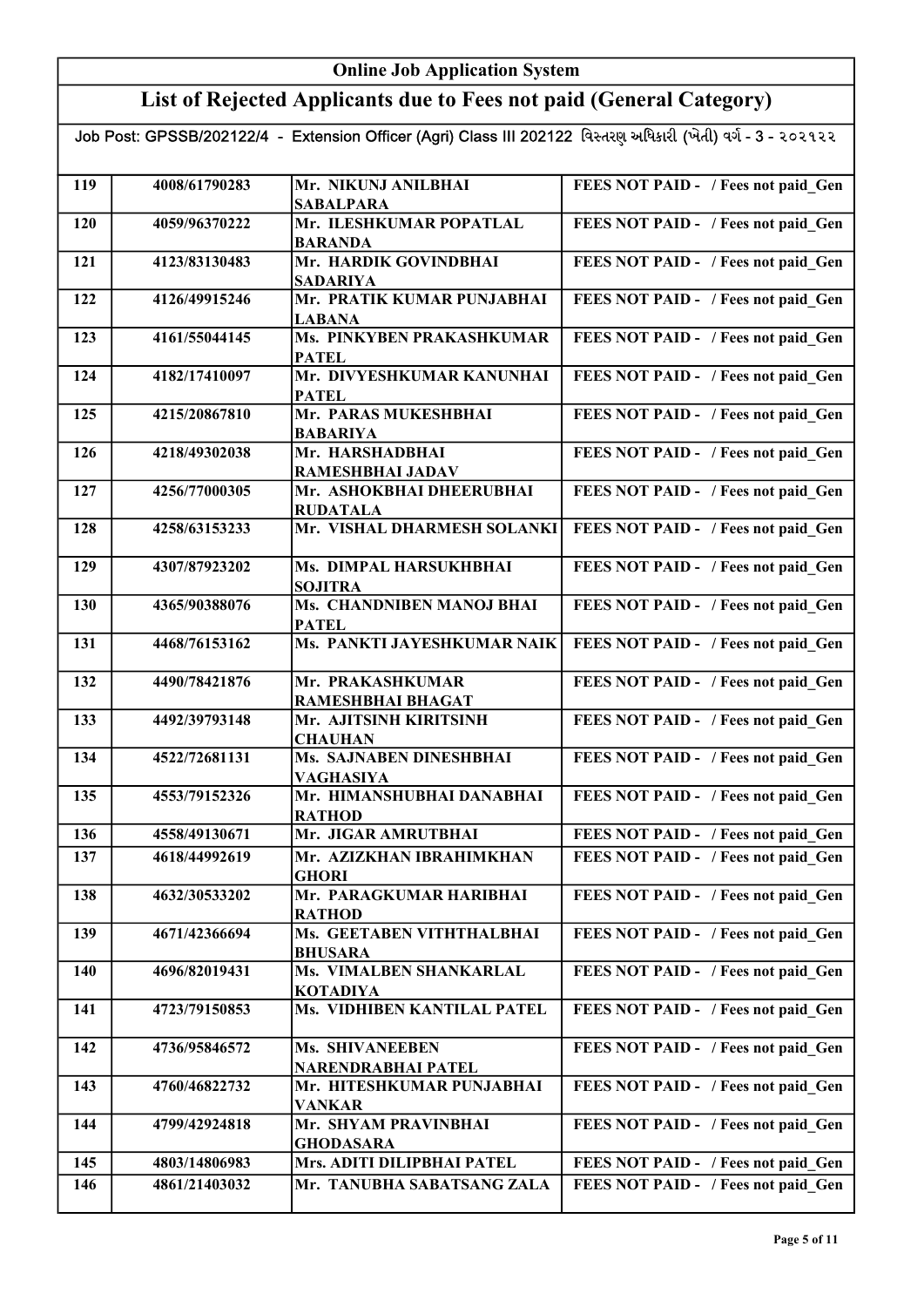## Online Job Application System

## List of Rejected Applicants due to Fees not paid (General Category)

Job Post: GPSSB/202122/4 - Extension Officer (Agri) Class III 202122 વિસ્તરણ અધિકારી (ખેતી) વર્ગ - 3 - ૨૦૨૧૨૨

| | | | |
|---|---|---|---|
| 119 | 4008/61790283 | Mr. NIKUNJ ANILBHAI SABALPARA | FEES NOT PAID - / Fees not paid_Gen |
| 120 | 4059/96370222 | Mr. ILESHKUMAR POPATLAL BARANDA | FEES NOT PAID - / Fees not paid_Gen |
| 121 | 4123/83130483 | Mr. HARDIK GOVINDBHAI SADARIYA | FEES NOT PAID - / Fees not paid_Gen |
| 122 | 4126/49915246 | Mr. PRATIK KUMAR PUNJABHAI LABANA | FEES NOT PAID - / Fees not paid_Gen |
| 123 | 4161/55044145 | Ms. PINKYBEN PRAKASHKUMAR PATEL | FEES NOT PAID - / Fees not paid_Gen |
| 124 | 4182/17410097 | Mr. DIVYESHKUMAR KANUNHAI PATEL | FEES NOT PAID - / Fees not paid_Gen |
| 125 | 4215/20867810 | Mr. PARAS MUKESHBHAI BABARIYA | FEES NOT PAID - / Fees not paid_Gen |
| 126 | 4218/49302038 | Mr. HARSHADBHAI RAMESHBHAI JADAV | FEES NOT PAID - / Fees not paid_Gen |
| 127 | 4256/77000305 | Mr. ASHOKBHAI DHEERUBHAI RUDATALA | FEES NOT PAID - / Fees not paid_Gen |
| 128 | 4258/63153233 | Mr. VISHAL DHARMESH SOLANKI | FEES NOT PAID - / Fees not paid_Gen |
| 129 | 4307/87923202 | Ms. DIMPAL HARSUKHBHAI SOJITRA | FEES NOT PAID - / Fees not paid_Gen |
| 130 | 4365/90388076 | Ms. CHANDNIBEN MANOJ BHAI PATEL | FEES NOT PAID - / Fees not paid_Gen |
| 131 | 4468/76153162 | Ms. PANKTI JAYESHKUMAR NAIK | FEES NOT PAID - / Fees not paid_Gen |
| 132 | 4490/78421876 | Mr. PRAKASHKUMAR RAMESHBHAI BHAGAT | FEES NOT PAID - / Fees not paid_Gen |
| 133 | 4492/39793148 | Mr. AJITSINH KIRITSINH CHAUHAN | FEES NOT PAID - / Fees not paid_Gen |
| 134 | 4522/72681131 | Ms. SAJNABEN DINESHBHAI VAGHASIYA | FEES NOT PAID - / Fees not paid_Gen |
| 135 | 4553/79152326 | Mr. HIMANSHUBHAI DANABHAI RATHOD | FEES NOT PAID - / Fees not paid_Gen |
| 136 | 4558/49130671 | Mr. JIGAR AMRUTBHAI | FEES NOT PAID - / Fees not paid_Gen |
| 137 | 4618/44992619 | Mr. AZIZKHAN IBRAHIMKHAN GHORI | FEES NOT PAID - / Fees not paid_Gen |
| 138 | 4632/30533202 | Mr. PARAGKUMAR HARIBHAI RATHOD | FEES NOT PAID - / Fees not paid_Gen |
| 139 | 4671/42366694 | Ms. GEETABEN VITHTHALBHAI BHUSARA | FEES NOT PAID - / Fees not paid_Gen |
| 140 | 4696/82019431 | Ms. VIMALBEN SHANKARLAL KOTADIYA | FEES NOT PAID - / Fees not paid_Gen |
| 141 | 4723/79150853 | Ms. VIDHIBEN KANTILAL PATEL | FEES NOT PAID - / Fees not paid_Gen |
| 142 | 4736/95846572 | Ms. SHIVANEEBEN NARENDRABHAI PATEL | FEES NOT PAID - / Fees not paid_Gen |
| 143 | 4760/46822732 | Mr. HITESHKUMAR PUNJABHAI VANKAR | FEES NOT PAID - / Fees not paid_Gen |
| 144 | 4799/42924818 | Mr. SHYAM PRAVINBHAI GHODASARA | FEES NOT PAID - / Fees not paid_Gen |
| 145 | 4803/14806983 | Mrs. ADITI DILIPBHAI PATEL | FEES NOT PAID - / Fees not paid_Gen |
| 146 | 4861/21403032 | Mr. TANUBHA SABATSANG ZALA | FEES NOT PAID - / Fees not paid_Gen |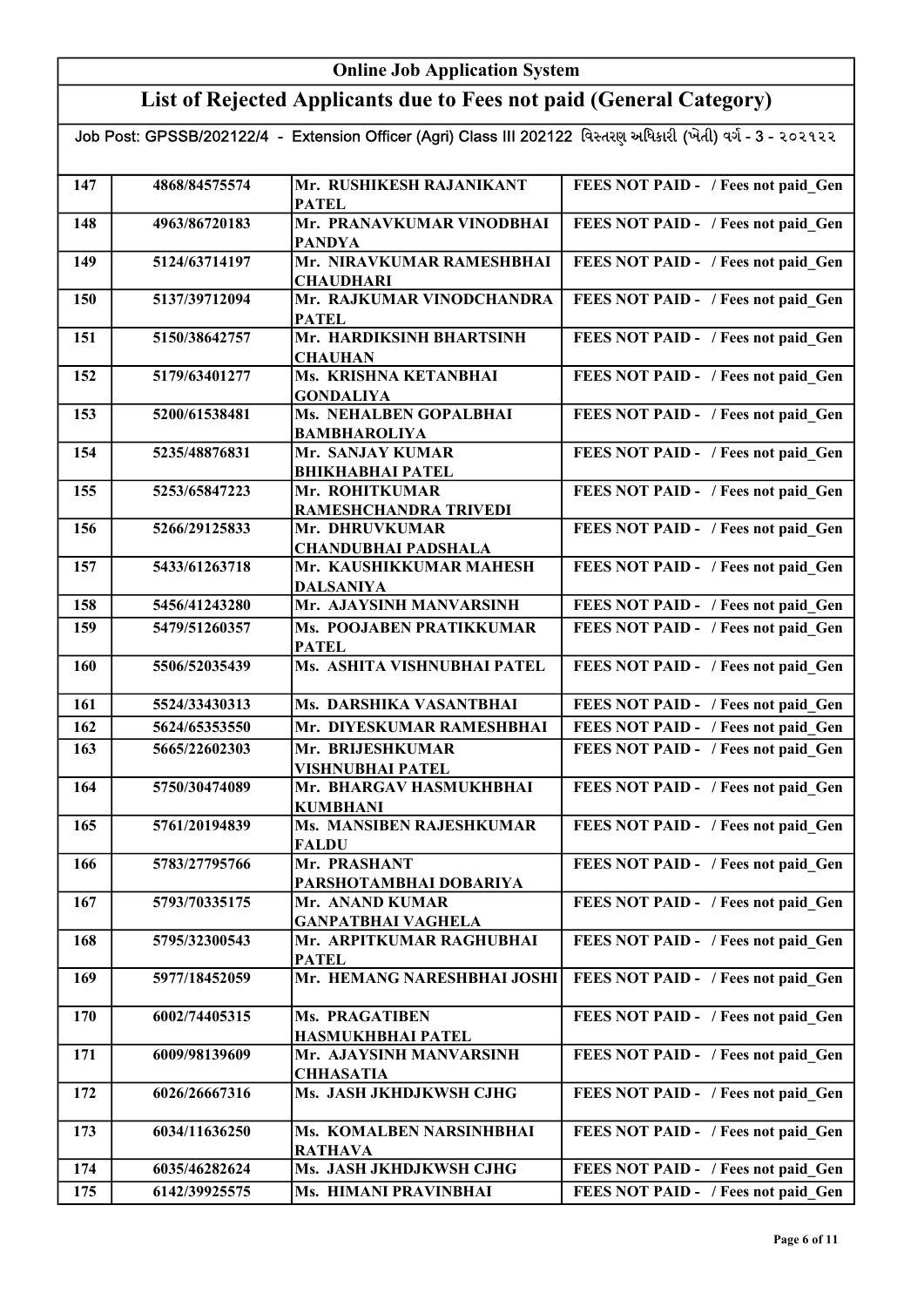## Online Job Application System

## List of Rejected Applicants due to Fees not paid (General Category)

Job Post: GPSSB/202122/4 - Extension Officer (Agri) Class III 202122 વિસ્તરણ અધિકારી (ખેતી) વર્ગ - 3 - ૨૦૨૧૨૨

| | | | |
|---|---|---|---|
| 147 | 4868/84575574 | Mr. RUSHIKESH RAJANIKANT PATEL | FEES NOT PAID - / Fees not paid_Gen |
| 148 | 4963/86720183 | Mr. PRANAVKUMAR VINODBHAI PANDYA | FEES NOT PAID - / Fees not paid_Gen |
| 149 | 5124/63714197 | Mr. NIRAVKUMAR RAMESHBHAI CHAUDHARI | FEES NOT PAID - / Fees not paid_Gen |
| 150 | 5137/39712094 | Mr. RAJKUMAR VINODCHANDRA PATEL | FEES NOT PAID - / Fees not paid_Gen |
| 151 | 5150/38642757 | Mr. HARDIKSINH BHARTSINH CHAUHAN | FEES NOT PAID - / Fees not paid_Gen |
| 152 | 5179/63401277 | Ms. KRISHNA KETANBHAI GONDALIYA | FEES NOT PAID - / Fees not paid_Gen |
| 153 | 5200/61538481 | Ms. NEHALBEN GOPALBHAI BAMBHAROLIYA | FEES NOT PAID - / Fees not paid_Gen |
| 154 | 5235/48876831 | Mr. SANJAY KUMAR BHIKHABHAI PATEL | FEES NOT PAID - / Fees not paid_Gen |
| 155 | 5253/65847223 | Mr. ROHITKUMAR RAMESHCHANDRA TRIVEDI | FEES NOT PAID - / Fees not paid_Gen |
| 156 | 5266/29125833 | Mr. DHRUVKUMAR CHANDUBHAI PADSHALA | FEES NOT PAID - / Fees not paid_Gen |
| 157 | 5433/61263718 | Mr. KAUSHIKKUMAR MAHESH DALSANIYA | FEES NOT PAID - / Fees not paid_Gen |
| 158 | 5456/41243280 | Mr. AJAYSINH MANVARSINH | FEES NOT PAID - / Fees not paid_Gen |
| 159 | 5479/51260357 | Ms. POOJABEN PRATIKKUMAR PATEL | FEES NOT PAID - / Fees not paid_Gen |
| 160 | 5506/52035439 | Ms. ASHITA VISHNUBHAI PATEL | FEES NOT PAID - / Fees not paid_Gen |
| 161 | 5524/33430313 | Ms. DARSHIKA VASANTBHAI | FEES NOT PAID - / Fees not paid_Gen |
| 162 | 5624/65353550 | Mr. DIYESKUMAR RAMESHBHAI | FEES NOT PAID - / Fees not paid_Gen |
| 163 | 5665/22602303 | Mr. BRIJESHKUMAR VISHNUBHAI PATEL | FEES NOT PAID - / Fees not paid_Gen |
| 164 | 5750/30474089 | Mr. BHARGAV HASMUKHBHAI KUMBHANI | FEES NOT PAID - / Fees not paid_Gen |
| 165 | 5761/20194839 | Ms. MANSIBEN RAJESHKUMAR FALDU | FEES NOT PAID - / Fees not paid_Gen |
| 166 | 5783/27795766 | Mr. PRASHANT PARSHOTAMBHAI DOBARIYA | FEES NOT PAID - / Fees not paid_Gen |
| 167 | 5793/70335175 | Mr. ANAND KUMAR GANPATBHAI VAGHELA | FEES NOT PAID - / Fees not paid_Gen |
| 168 | 5795/32300543 | Mr. ARPITKUMAR RAGHUBHAI PATEL | FEES NOT PAID - / Fees not paid_Gen |
| 169 | 5977/18452059 | Mr. HEMANG NARESHBHAI JOSHI | FEES NOT PAID - / Fees not paid_Gen |
| 170 | 6002/74405315 | Ms. PRAGATIBEN HASMUKHBHAI PATEL | FEES NOT PAID - / Fees not paid_Gen |
| 171 | 6009/98139609 | Mr. AJAYSINH MANVARSINH CHHASATIA | FEES NOT PAID - / Fees not paid_Gen |
| 172 | 6026/26667316 | Ms. JASH JKHDJKWSH CJHG | FEES NOT PAID - / Fees not paid_Gen |
| 173 | 6034/11636250 | Ms. KOMALBEN NARSINHBHAI RATHAVA | FEES NOT PAID - / Fees not paid_Gen |
| 174 | 6035/46282624 | Ms. JASH JKHDJKWSH CJHG | FEES NOT PAID - / Fees not paid_Gen |
| 175 | 6142/39925575 | Ms. HIMANI PRAVINBHAI | FEES NOT PAID - / Fees not paid_Gen |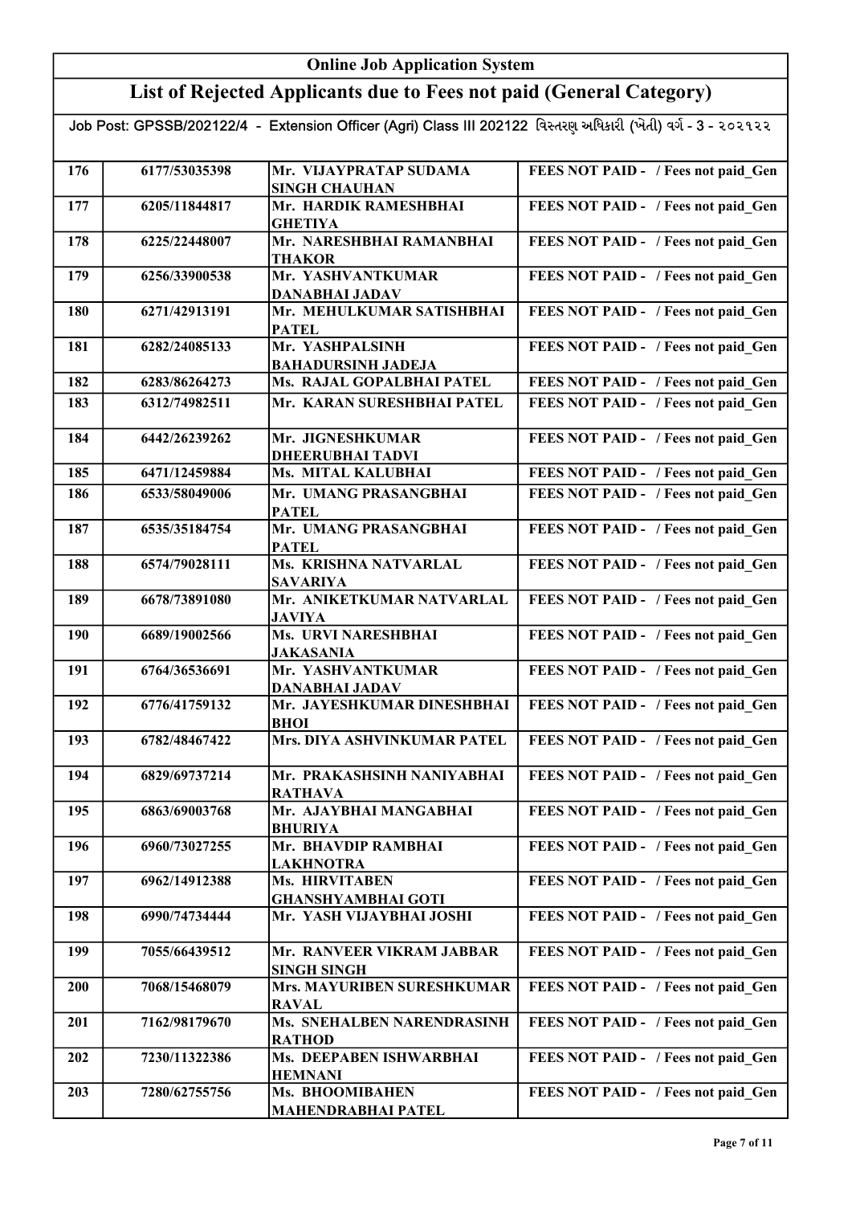## Online Job Application System

## List of Rejected Applicants due to Fees not paid (General Category)

Job Post: GPSSB/202122/4 - Extension Officer (Agri) Class III 202122 વિસ્તરણ અધિકારી (ખેતી) વર્ગ - 3 - ૨૦૨૧૨૨

| | | | |
|---|---|---|---|
| 176 | 6177/53035398 | Mr. VIJAYPRATAP SUDAMA SINGH CHAUHAN | FEES NOT PAID - / Fees not paid_Gen |
| 177 | 6205/11844817 | Mr. HARDIK RAMESHBHAI GHETIYA | FEES NOT PAID - / Fees not paid_Gen |
| 178 | 6225/22448007 | Mr. NARESHBHAI RAMANBHAI THAKOR | FEES NOT PAID - / Fees not paid_Gen |
| 179 | 6256/33900538 | Mr. YASHVANTKUMAR DANABHAI JADAV | FEES NOT PAID - / Fees not paid_Gen |
| 180 | 6271/42913191 | Mr. MEHULKUMAR SATISHBHAI PATEL | FEES NOT PAID - / Fees not paid_Gen |
| 181 | 6282/24085133 | Mr. YASHPALSINH BAHADURSINH JADEJA | FEES NOT PAID - / Fees not paid_Gen |
| 182 | 6283/86264273 | Ms. RAJAL GOPALBHAI PATEL | FEES NOT PAID - / Fees not paid_Gen |
| 183 | 6312/74982511 | Mr. KARAN SURESHBHAI PATEL | FEES NOT PAID - / Fees not paid_Gen |
| 184 | 6442/26239262 | Mr. JIGNESHKUMAR DHEERUBHAI TADVI | FEES NOT PAID - / Fees not paid_Gen |
| 185 | 6471/12459884 | Ms. MITAL KALUBHAI | FEES NOT PAID - / Fees not paid_Gen |
| 186 | 6533/58049006 | Mr. UMANG PRASANGBHAI PATEL | FEES NOT PAID - / Fees not paid_Gen |
| 187 | 6535/35184754 | Mr. UMANG PRASANGBHAI PATEL | FEES NOT PAID - / Fees not paid_Gen |
| 188 | 6574/79028111 | Ms. KRISHNA NATVARLAL SAVARIYA | FEES NOT PAID - / Fees not paid_Gen |
| 189 | 6678/73891080 | Mr. ANIKETKUMAR NATVARLAL JAVIYA | FEES NOT PAID - / Fees not paid_Gen |
| 190 | 6689/19002566 | Ms. URVI NARESHBHAI JAKASANIA | FEES NOT PAID - / Fees not paid_Gen |
| 191 | 6764/36536691 | Mr. YASHVANTKUMAR DANABHAI JADAV | FEES NOT PAID - / Fees not paid_Gen |
| 192 | 6776/41759132 | Mr. JAYESHKUMAR DINESHBHAI BHOI | FEES NOT PAID - / Fees not paid_Gen |
| 193 | 6782/48467422 | Mrs. DIYA ASHVINKUMAR PATEL | FEES NOT PAID - / Fees not paid_Gen |
| 194 | 6829/69737214 | Mr. PRAKASHSINH NANIYABHAI RATHAVA | FEES NOT PAID - / Fees not paid_Gen |
| 195 | 6863/69003768 | Mr. AJAYBHAI MANGABHAI BHURIYA | FEES NOT PAID - / Fees not paid_Gen |
| 196 | 6960/73027255 | Mr. BHAVDIP RAMBHAI LAKHNOTRA | FEES NOT PAID - / Fees not paid_Gen |
| 197 | 6962/14912388 | Ms. HIRVITABEN GHANSHYAMBHAI GOTI | FEES NOT PAID - / Fees not paid_Gen |
| 198 | 6990/74734444 | Mr. YASH VIJAYBHAI JOSHI | FEES NOT PAID - / Fees not paid_Gen |
| 199 | 7055/66439512 | Mr. RANVEER VIKRAM JABBAR SINGH SINGH | FEES NOT PAID - / Fees not paid_Gen |
| 200 | 7068/15468079 | Mrs. MAYURIBEN SURESHKUMAR RAVAL | FEES NOT PAID - / Fees not paid_Gen |
| 201 | 7162/98179670 | Ms. SNEHALBEN NARENDRASINH RATHOD | FEES NOT PAID - / Fees not paid_Gen |
| 202 | 7230/11322386 | Ms. DEEPABEN ISHWARBHAI HEMNANI | FEES NOT PAID - / Fees not paid_Gen |
| 203 | 7280/62755756 | Ms. BHOOMIBAHEN MAHENDRABHAI PATEL | FEES NOT PAID - / Fees not paid_Gen |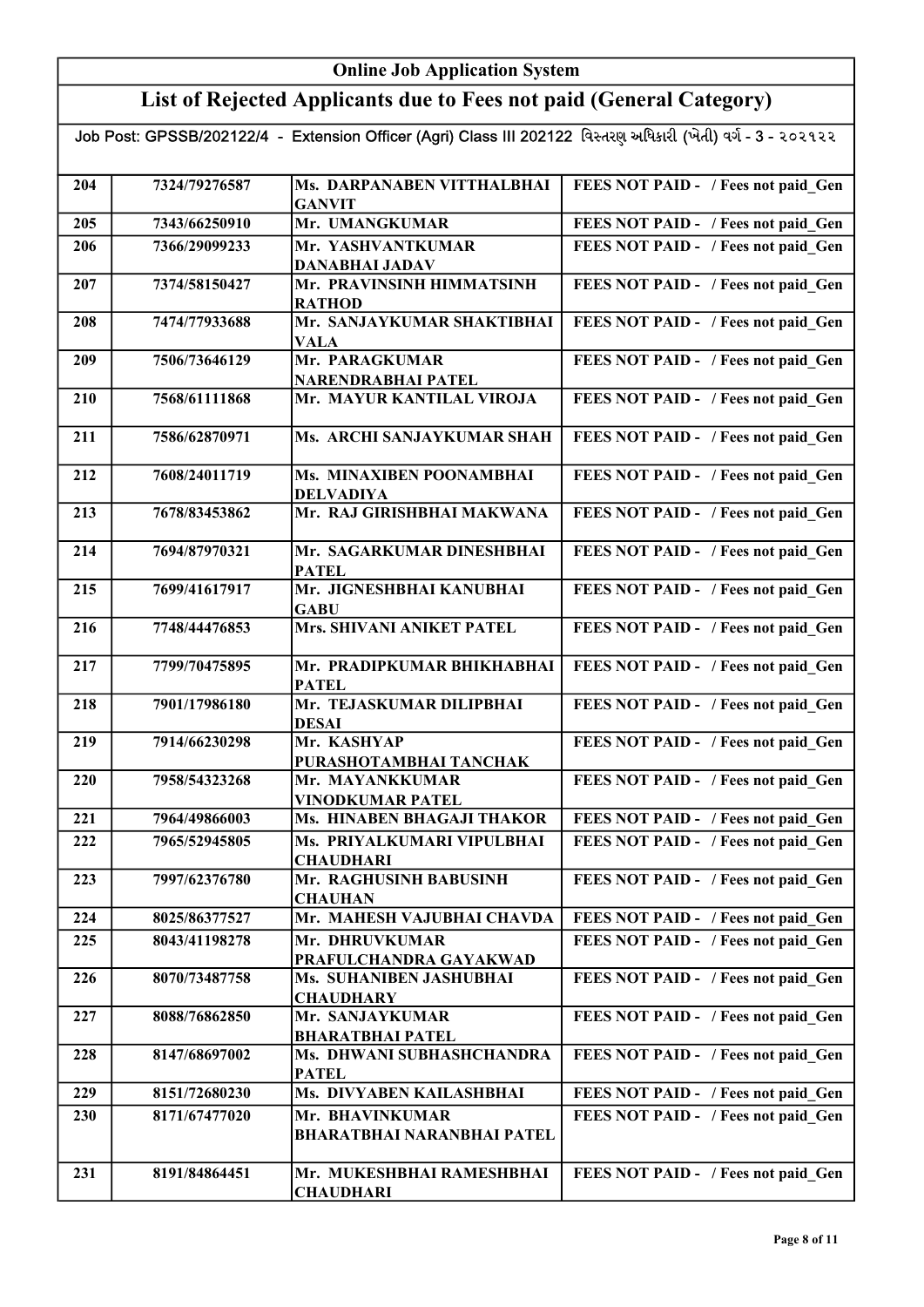# Online Job Application System

## List of Rejected Applicants due to Fees not paid (General Category)

Job Post: GPSSB/202122/4 - Extension Officer (Agri) Class III 202122 વિસ્તરણ અધિકારી (ખેતી) વર્ગ - 3 - ૨૦૨૧૨૨

| | | | |
|---|---|---|---|
| 204 | 7324/79276587 | Ms. DARPANABEN VITTHALBHAI GANVIT | FEES NOT PAID - / Fees not paid_Gen |
| 205 | 7343/66250910 | Mr. UMANGKUMAR | FEES NOT PAID - / Fees not paid_Gen |
| 206 | 7366/29099233 | Mr. YASHVANTKUMAR DANABHAI JADAV | FEES NOT PAID - / Fees not paid_Gen |
| 207 | 7374/58150427 | Mr. PRAVINSINH HIMMATSINH RATHOD | FEES NOT PAID - / Fees not paid_Gen |
| 208 | 7474/77933688 | Mr. SANJAYKUMAR SHAKTIBHAI VALA | FEES NOT PAID - / Fees not paid_Gen |
| 209 | 7506/73646129 | Mr. PARAGKUMAR NARENDRABHAI PATEL | FEES NOT PAID - / Fees not paid_Gen |
| 210 | 7568/61111868 | Mr. MAYUR KANTILAL VIROJA | FEES NOT PAID - / Fees not paid_Gen |
| 211 | 7586/62870971 | Ms. ARCHI SANJAYKUMAR SHAH | FEES NOT PAID - / Fees not paid_Gen |
| 212 | 7608/24011719 | Ms. MINAXIBEN POONAMBHAI DELVADIYA | FEES NOT PAID - / Fees not paid_Gen |
| 213 | 7678/83453862 | Mr. RAJ GIRISHBHAI MAKWANA | FEES NOT PAID - / Fees not paid_Gen |
| 214 | 7694/87970321 | Mr. SAGARKUMAR DINESHBHAI PATEL | FEES NOT PAID - / Fees not paid_Gen |
| 215 | 7699/41617917 | Mr. JIGNESHBHAI KANUBHAI GABU | FEES NOT PAID - / Fees not paid_Gen |
| 216 | 7748/44476853 | Mrs. SHIVANI ANIKET PATEL | FEES NOT PAID - / Fees not paid_Gen |
| 217 | 7799/70475895 | Mr. PRADIPKUMAR BHIKHABHAI PATEL | FEES NOT PAID - / Fees not paid_Gen |
| 218 | 7901/17986180 | Mr. TEJASKUMAR DILIPBHAI DESAI | FEES NOT PAID - / Fees not paid_Gen |
| 219 | 7914/66230298 | Mr. KASHYAP PURASHOTAMBHAI TANCHAK | FEES NOT PAID - / Fees not paid_Gen |
| 220 | 7958/54323268 | Mr. MAYANKKUMAR VINODKUMAR PATEL | FEES NOT PAID - / Fees not paid_Gen |
| 221 | 7964/49866003 | Ms. HINABEN BHAGAJI THAKOR | FEES NOT PAID - / Fees not paid_Gen |
| 222 | 7965/52945805 | Ms. PRIYALKUMARI VIPULBHAI CHAUDHARI | FEES NOT PAID - / Fees not paid_Gen |
| 223 | 7997/62376780 | Mr. RAGHUSINH BABUSINH CHAUHAN | FEES NOT PAID - / Fees not paid_Gen |
| 224 | 8025/86377527 | Mr. MAHESH VAJUBHAI CHAVDA | FEES NOT PAID - / Fees not paid_Gen |
| 225 | 8043/41198278 | Mr. DHRUVKUMAR PRAFULCHANDRA GAYAKWAD | FEES NOT PAID - / Fees not paid_Gen |
| 226 | 8070/73487758 | Ms. SUHANIBEN JASHUBHAI CHAUDHARY | FEES NOT PAID - / Fees not paid_Gen |
| 227 | 8088/76862850 | Mr. SANJAYKUMAR BHARATBHAI PATEL | FEES NOT PAID - / Fees not paid_Gen |
| 228 | 8147/68697002 | Ms. DHWANI SUBHASHCHANDRA PATEL | FEES NOT PAID - / Fees not paid_Gen |
| 229 | 8151/72680230 | Ms. DIVYABEN KAILASHBHAI | FEES NOT PAID - / Fees not paid_Gen |
| 230 | 8171/67477020 | Mr. BHAVINKUMAR BHARATBHAI NARANBHAI PATEL | FEES NOT PAID - / Fees not paid_Gen |
| 231 | 8191/84864451 | Mr. MUKESHBHAI RAMESHBHAI CHAUDHARI | FEES NOT PAID - / Fees not paid_Gen |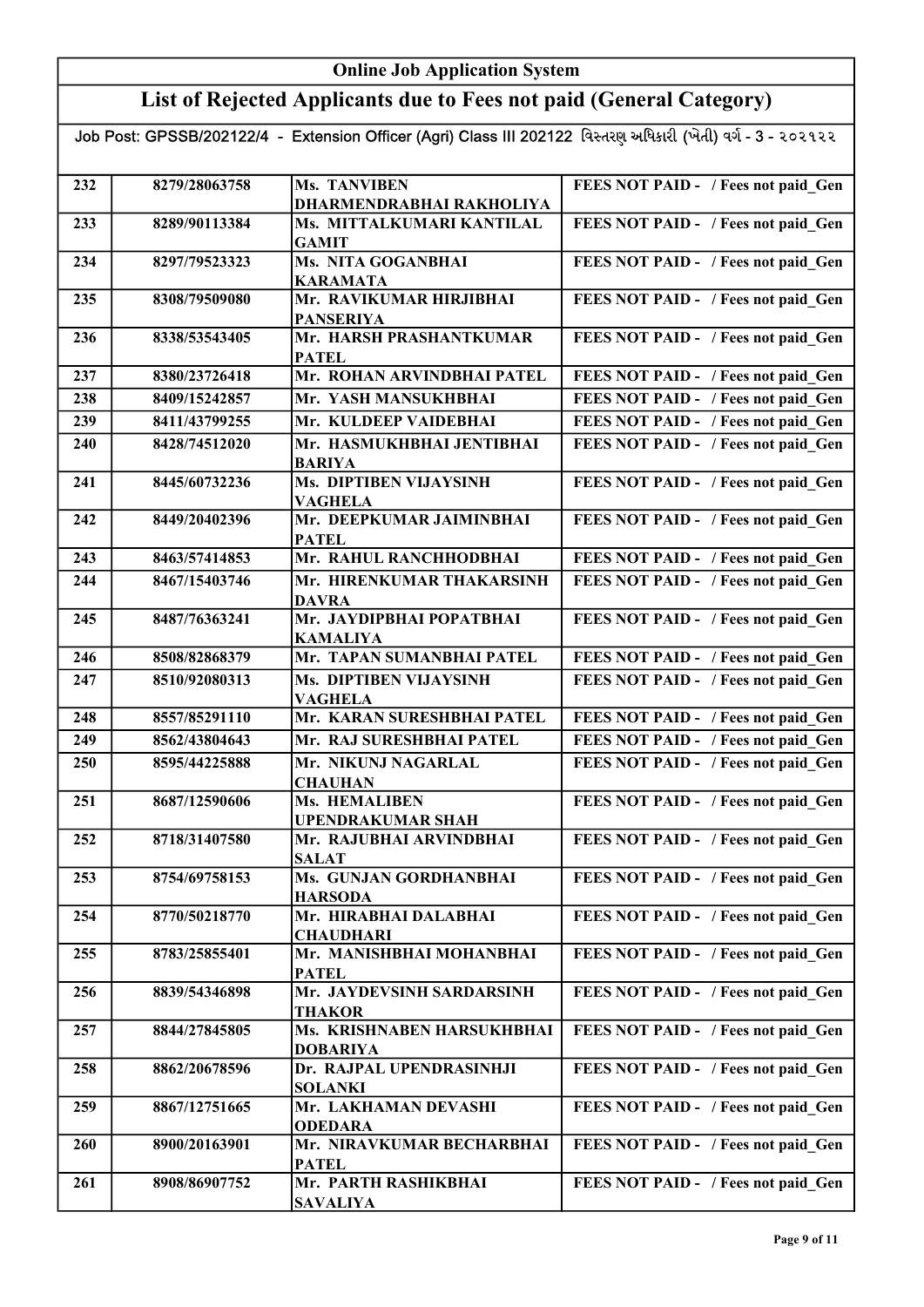# Online Job Application System

## List of Rejected Applicants due to Fees not paid (General Category)

Job Post: GPSSB/202122/4 - Extension Officer (Agri) Class III 202122 વિસ્તરણ અધિકારી (ખેતી) વર્ગ - 3 - ૨૦૨૧૨૨

| | | | |
|---|---|---|---|
| 232 | 8279/28063758 | Ms. TANVIBEN DHARMENDRABHAI RAKHOLIYA | FEES NOT PAID - / Fees not paid_Gen |
| 233 | 8289/90113384 | Ms. MITTALKUMARI KANTILAL GAMIT | FEES NOT PAID - / Fees not paid_Gen |
| 234 | 8297/79523323 | Ms. NITA GOGANBHAI KARAMATA | FEES NOT PAID - / Fees not paid_Gen |
| 235 | 8308/79509080 | Mr. RAVIKUMAR HIRJIBHAI PANSERIYA | FEES NOT PAID - / Fees not paid_Gen |
| 236 | 8338/53543405 | Mr. HARSH PRASHANTKUMAR PATEL | FEES NOT PAID - / Fees not paid_Gen |
| 237 | 8380/23726418 | Mr. ROHAN ARVINDBHAI PATEL | FEES NOT PAID - / Fees not paid_Gen |
| 238 | 8409/15242857 | Mr. YASH MANSUKHBHAI | FEES NOT PAID - / Fees not paid_Gen |
| 239 | 8411/43799255 | Mr. KULDEEP VAIDEBHAI | FEES NOT PAID - / Fees not paid_Gen |
| 240 | 8428/74512020 | Mr. HASMUKHBHAI JENTIBHAI BARIYA | FEES NOT PAID - / Fees not paid_Gen |
| 241 | 8445/60732236 | Ms. DIPTIBEN VIJAYSINH VAGHELA | FEES NOT PAID - / Fees not paid_Gen |
| 242 | 8449/20402396 | Mr. DEEPKUMAR JAIMINBHAI PATEL | FEES NOT PAID - / Fees not paid_Gen |
| 243 | 8463/57414853 | Mr. RAHUL RANCHHODBHAI | FEES NOT PAID - / Fees not paid_Gen |
| 244 | 8467/15403746 | Mr. HIRENKUMAR THAKARSINH DAVRA | FEES NOT PAID - / Fees not paid_Gen |
| 245 | 8487/76363241 | Mr. JAYDIPBHAI POPATBHAI KAMALIYA | FEES NOT PAID - / Fees not paid_Gen |
| 246 | 8508/82868379 | Mr. TAPAN SUMANBHAI PATEL | FEES NOT PAID - / Fees not paid_Gen |
| 247 | 8510/92080313 | Ms. DIPTIBEN VIJAYSINH VAGHELA | FEES NOT PAID - / Fees not paid_Gen |
| 248 | 8557/85291110 | Mr. KARAN SURESHBHAI PATEL | FEES NOT PAID - / Fees not paid_Gen |
| 249 | 8562/43804643 | Mr. RAJ SURESHBHAI PATEL | FEES NOT PAID - / Fees not paid_Gen |
| 250 | 8595/44225888 | Mr. NIKUNJ NAGARLAL CHAUHAN | FEES NOT PAID - / Fees not paid_Gen |
| 251 | 8687/12590606 | Ms. HEMALIBEN UPENDRAKUMAR SHAH | FEES NOT PAID - / Fees not paid_Gen |
| 252 | 8718/31407580 | Mr. RAJUBHAI ARVINDBHAI SALAT | FEES NOT PAID - / Fees not paid_Gen |
| 253 | 8754/69758153 | Ms. GUNJAN GORDHANBHAI HARSODA | FEES NOT PAID - / Fees not paid_Gen |
| 254 | 8770/50218770 | Mr. HIRABHAI DALABHAI CHAUDHARI | FEES NOT PAID - / Fees not paid_Gen |
| 255 | 8783/25855401 | Mr. MANISHBHAI MOHANBHAI PATEL | FEES NOT PAID - / Fees not paid_Gen |
| 256 | 8839/54346898 | Mr. JAYDEVSINH SARDARSINH THAKOR | FEES NOT PAID - / Fees not paid_Gen |
| 257 | 8844/27845805 | Ms. KRISHNABEN HARSUKHBHAI DOBARIYA | FEES NOT PAID - / Fees not paid_Gen |
| 258 | 8862/20678596 | Dr. RAJPAL UPENDRASINHJI SOLANKI | FEES NOT PAID - / Fees not paid_Gen |
| 259 | 8867/12751665 | Mr. LAKHAMAN DEVASHI ODEDARA | FEES NOT PAID - / Fees not paid_Gen |
| 260 | 8900/20163901 | Mr. NIRAVKUMAR BECHARBHAI PATEL | FEES NOT PAID - / Fees not paid_Gen |
| 261 | 8908/86907752 | Mr. PARTH RASHIKBHAI SAVALIYA | FEES NOT PAID - / Fees not paid_Gen |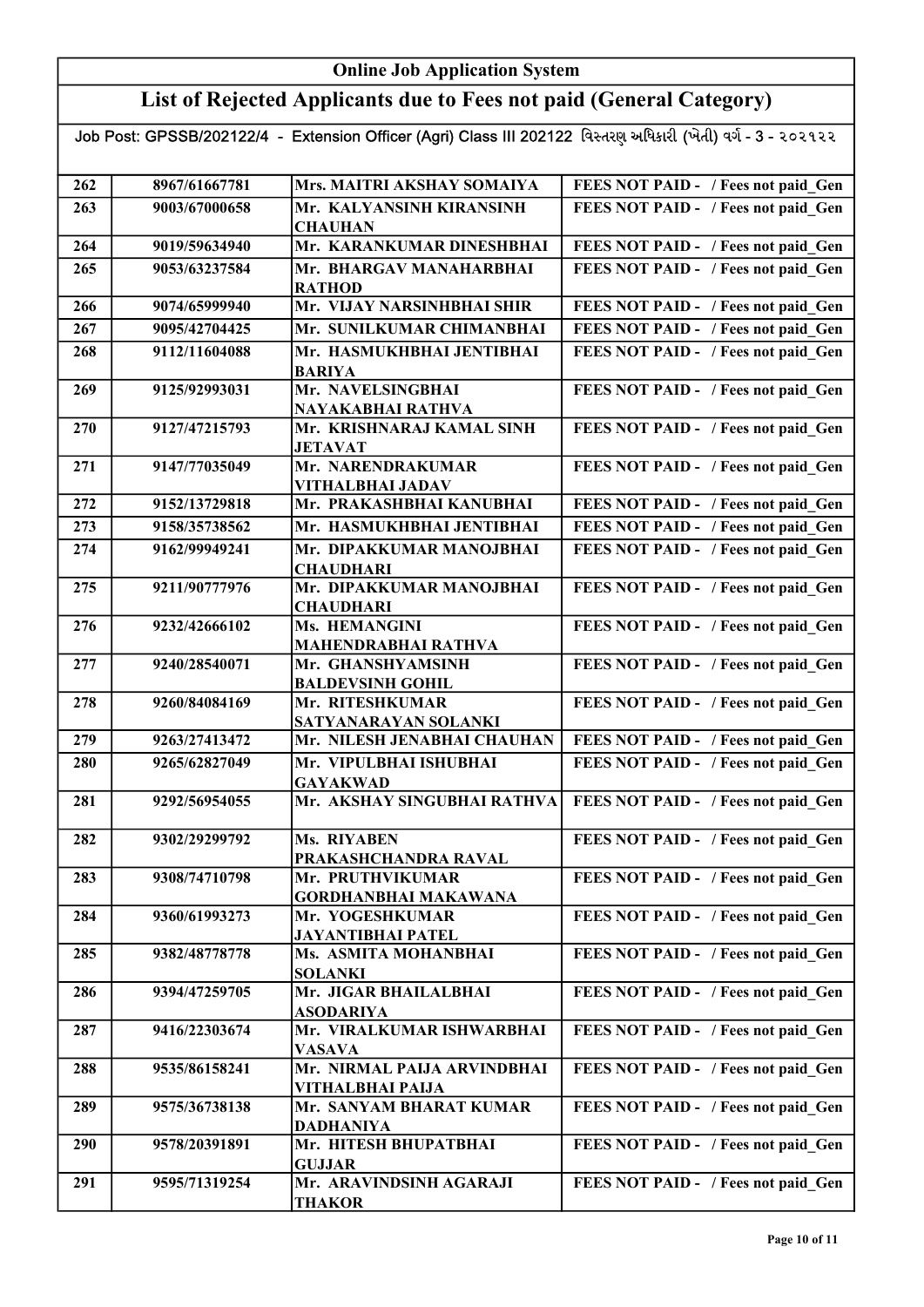## Online Job Application System

## List of Rejected Applicants due to Fees not paid (General Category)

Job Post: GPSSB/202122/4 - Extension Officer (Agri) Class III 202122 વિસ્તરણ અધિકારી (ખેતી) વર્ગ - 3 - ૨૦૨૧૨૨

| | | | |
|---|---|---|---|
| 262 | 8967/61667781 | Mrs. MAITRI AKSHAY SOMAIYA | FEES NOT PAID - / Fees not paid_Gen |
| 263 | 9003/67000658 | Mr. KALYANSINH KIRANSINH CHAUHAN | FEES NOT PAID - / Fees not paid_Gen |
| 264 | 9019/59634940 | Mr. KARANKUMAR DINESHBHAI | FEES NOT PAID - / Fees not paid_Gen |
| 265 | 9053/63237584 | Mr. BHARGAV MANAHARBHAI RATHOD | FEES NOT PAID - / Fees not paid_Gen |
| 266 | 9074/65999940 | Mr. VIJAY NARSINHBHAI SHIR | FEES NOT PAID - / Fees not paid_Gen |
| 267 | 9095/42704425 | Mr. SUNILKUMAR CHIMANBHAI | FEES NOT PAID - / Fees not paid_Gen |
| 268 | 9112/11604088 | Mr. HASMUKHBHAI JENTIBHAI BARIYA | FEES NOT PAID - / Fees not paid_Gen |
| 269 | 9125/92993031 | Mr. NAVELSINGBHAI NAYAKABHAI RATHVA | FEES NOT PAID - / Fees not paid_Gen |
| 270 | 9127/47215793 | Mr. KRISHNARAJ KAMAL SINH JETAVAT | FEES NOT PAID - / Fees not paid_Gen |
| 271 | 9147/77035049 | Mr. NARENDRAKUMAR VITHALBHAI JADAV | FEES NOT PAID - / Fees not paid_Gen |
| 272 | 9152/13729818 | Mr. PRAKASHBHAI KANUBHAI | FEES NOT PAID - / Fees not paid_Gen |
| 273 | 9158/35738562 | Mr. HASMUKHBHAI JENTIBHAI | FEES NOT PAID - / Fees not paid_Gen |
| 274 | 9162/99949241 | Mr. DIPAKKUMAR MANOJBHAI CHAUDHARI | FEES NOT PAID - / Fees not paid_Gen |
| 275 | 9211/90777976 | Mr. DIPAKKUMAR MANOJBHAI CHAUDHARI | FEES NOT PAID - / Fees not paid_Gen |
| 276 | 9232/42666102 | Ms. HEMANGINI MAHENDRABHAI RATHVA | FEES NOT PAID - / Fees not paid_Gen |
| 277 | 9240/28540071 | Mr. GHANSHYAMSINH BALDEVSINH GOHIL | FEES NOT PAID - / Fees not paid_Gen |
| 278 | 9260/84084169 | Mr. RITESHKUMAR SATYANARAYAN SOLANKI | FEES NOT PAID - / Fees not paid_Gen |
| 279 | 9263/27413472 | Mr. NILESH JENABHAI CHAUHAN | FEES NOT PAID - / Fees not paid_Gen |
| 280 | 9265/62827049 | Mr. VIPULBHAI ISHUBHAI GAYAKWAD | FEES NOT PAID - / Fees not paid_Gen |
| 281 | 9292/56954055 | Mr. AKSHAY SINGUBHAI RATHVA | FEES NOT PAID - / Fees not paid_Gen |
| 282 | 9302/29299792 | Ms. RIYABEN PRAKASHCHANDRA RAVAL | FEES NOT PAID - / Fees not paid_Gen |
| 283 | 9308/74710798 | Mr. PRUTHVIKUMAR GORDHANBHAI MAKAWANA | FEES NOT PAID - / Fees not paid_Gen |
| 284 | 9360/61993273 | Mr. YOGESHKUMAR JAYANTIBHAI PATEL | FEES NOT PAID - / Fees not paid_Gen |
| 285 | 9382/48778778 | Ms. ASMITA MOHANBHAI SOLANKI | FEES NOT PAID - / Fees not paid_Gen |
| 286 | 9394/47259705 | Mr. JIGAR BHAILALBHAI ASODARIYA | FEES NOT PAID - / Fees not paid_Gen |
| 287 | 9416/22303674 | Mr. VIRALKUMAR ISHWARBHAI VASAVA | FEES NOT PAID - / Fees not paid_Gen |
| 288 | 9535/86158241 | Mr. NIRMAL PAIJA ARVINDBHAI VITHALBHAI PAIJA | FEES NOT PAID - / Fees not paid_Gen |
| 289 | 9575/36738138 | Mr. SANYAM BHARAT KUMAR DADHANIYA | FEES NOT PAID - / Fees not paid_Gen |
| 290 | 9578/20391891 | Mr. HITESH BHUPATBHAI GUJJAR | FEES NOT PAID - / Fees not paid_Gen |
| 291 | 9595/71319254 | Mr. ARAVINDSINH AGARAJI THAKOR | FEES NOT PAID - / Fees not paid_Gen |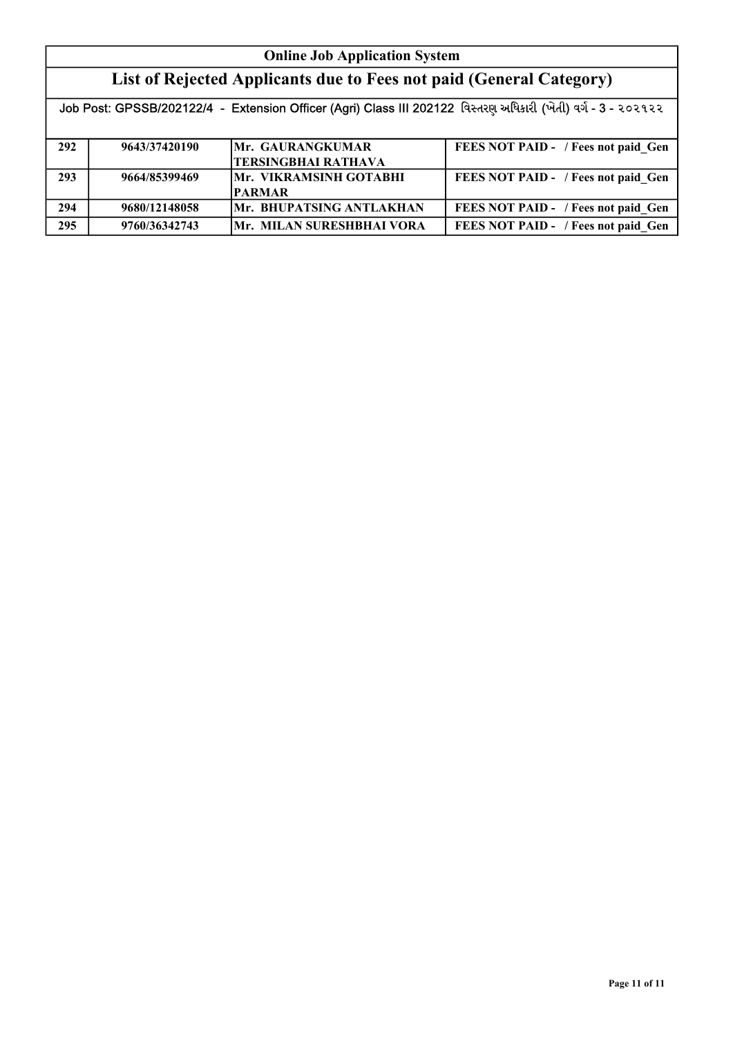Online Job Application System

## List of Rejected Applicants due to Fees not paid (General Category)

Job Post: GPSSB/202122/4 - Extension Officer (Agri) Class III 202122 વિસ્તરણ અધિકારી (ખેતી) વર્ગ - 3 - ૨૦૨૧૨૨

| | | | |
|---|---|---|---|
| 292 | 9643/37420190 | Mr. GAURANGKUMAR TERSINGBHAI RATHAVA | FEES NOT PAID - / Fees not paid_Gen |
| 293 | 9664/85399469 | Mr. VIKRAMSINH GOTABHI PARMAR | FEES NOT PAID - / Fees not paid_Gen |
| 294 | 9680/12148058 | Mr. BHUPATSING ANTLAKHAN | FEES NOT PAID - / Fees not paid_Gen |
| 295 | 9760/36342743 | Mr. MILAN SURESHBHAI VORA | FEES NOT PAID - / Fees not paid_Gen |